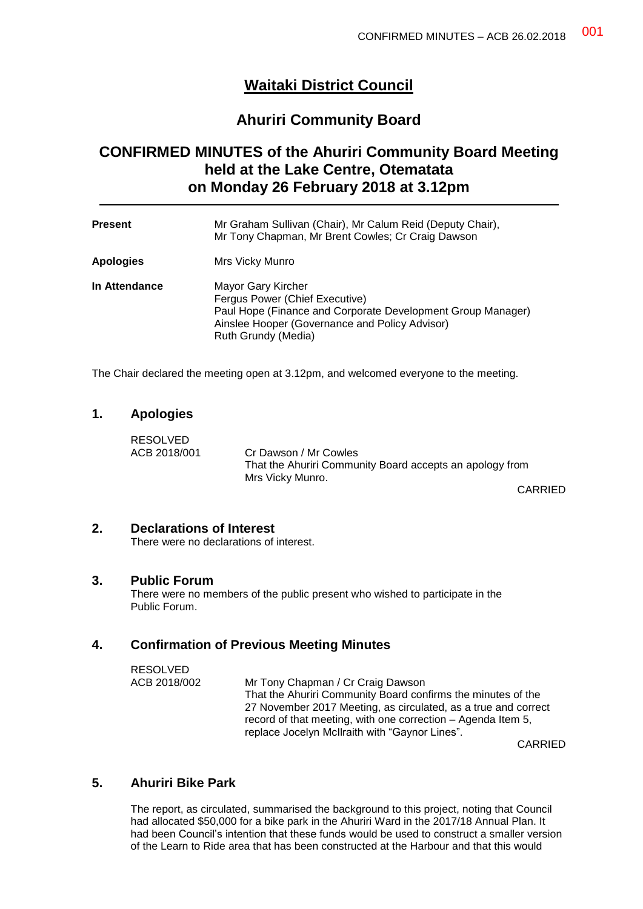# Waitaki District Council

## Ahuriri Community Board

## CONFIRMED MINUTES of the Ahuriri Community Board Meeting held at the Lake Centre, Otematata on Monday 26 February 2018 at 3.12pm

| | |
|---|---|
| **Present** | Mr Graham Sullivan (Chair), Mr Calum Reid (Deputy Chair), Mr Tony Chapman, Mr Brent Cowles; Cr Craig Dawson |
| **Apologies** | Mrs Vicky Munro |
| **In Attendance** | Mayor Gary Kircher<br>Fergus Power (Chief Executive)<br>Paul Hope (Finance and Corporate Development Group Manager)<br>Ainslee Hooper (Governance and Policy Advisor)<br>Ruth Grundy (Media) |

The Chair declared the meeting open at 3.12pm, and welcomed everyone to the meeting.

### 1. Apologies

RESOLVED
ACB 2018/001 — Cr Dawson / Mr Cowles

That the Ahuriri Community Board accepts an apology from Mrs Vicky Munro.

CARRIED

### 2. Declarations of Interest

There were no declarations of interest.

### 3. Public Forum

There were no members of the public present who wished to participate in the Public Forum.

### 4. Confirmation of Previous Meeting Minutes

RESOLVED
ACB 2018/002 — Mr Tony Chapman / Cr Craig Dawson

That the Ahuriri Community Board confirms the minutes of the 27 November 2017 Meeting, as circulated, as a true and correct record of that meeting, with one correction – Agenda Item 5, replace Jocelyn McIlraith with "Gaynor Lines".

CARRIED

### 5. Ahuriri Bike Park

The report, as circulated, summarised the background to this project, noting that Council had allocated $50,000 for a bike park in the Ahuriri Ward in the 2017/18 Annual Plan. It had been Council's intention that these funds would be used to construct a smaller version of the Learn to Ride area that has been constructed at the Harbour and that this would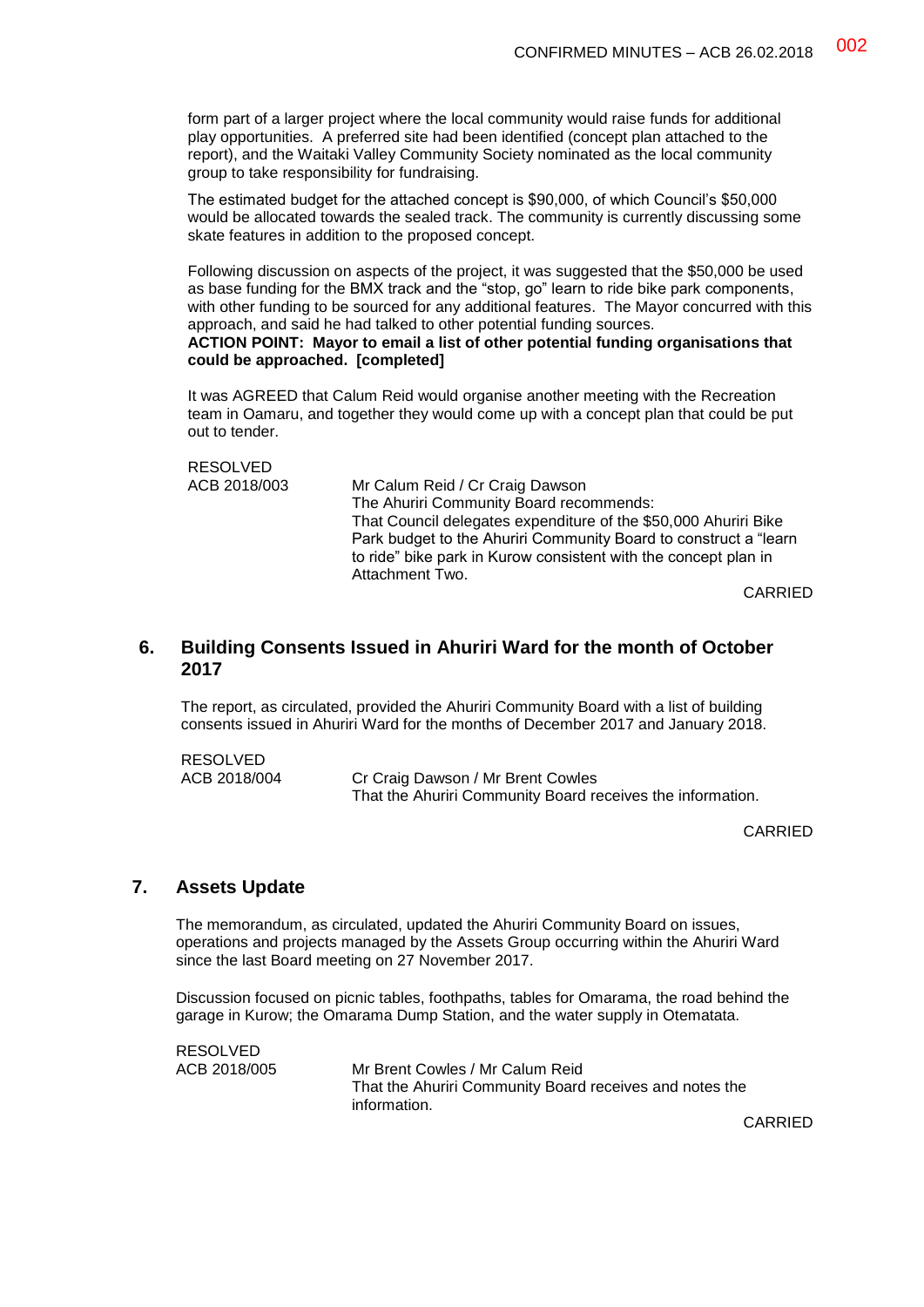form part of a larger project where the local community would raise funds for additional play opportunities. A preferred site had been identified (concept plan attached to the report), and the Waitaki Valley Community Society nominated as the local community group to take responsibility for fundraising.

The estimated budget for the attached concept is $90,000, of which Council's $50,000 would be allocated towards the sealed track. The community is currently discussing some skate features in addition to the proposed concept.

Following discussion on aspects of the project, it was suggested that the $50,000 be used as base funding for the BMX track and the "stop, go" learn to ride bike park components, with other funding to be sourced for any additional features. The Mayor concurred with this approach, and said he had talked to other potential funding sources.
**ACTION POINT: Mayor to email a list of other potential funding organisations that could be approached. [completed]**

It was AGREED that Calum Reid would organise another meeting with the Recreation team in Oamaru, and together they would come up with a concept plan that could be put out to tender.

RESOLVED
ACB 2018/003 — Mr Calum Reid / Cr Craig Dawson
The Ahuriri Community Board recommends:
That Council delegates expenditure of the $50,000 Ahuriri Bike Park budget to the Ahuriri Community Board to construct a "learn to ride" bike park in Kurow consistent with the concept plan in Attachment Two.

CARRIED

## 6. Building Consents Issued in Ahuriri Ward for the month of October 2017

The report, as circulated, provided the Ahuriri Community Board with a list of building consents issued in Ahuriri Ward for the months of December 2017 and January 2018.

RESOLVED
ACB 2018/004 — Cr Craig Dawson / Mr Brent Cowles
That the Ahuriri Community Board receives the information.

CARRIED

## 7. Assets Update

The memorandum, as circulated, updated the Ahuriri Community Board on issues, operations and projects managed by the Assets Group occurring within the Ahuriri Ward since the last Board meeting on 27 November 2017.

Discussion focused on picnic tables, foothpaths, tables for Omarama, the road behind the garage in Kurow; the Omarama Dump Station, and the water supply in Otematata.

RESOLVED
ACB 2018/005 — Mr Brent Cowles / Mr Calum Reid
That the Ahuriri Community Board receives and notes the information.

CARRIED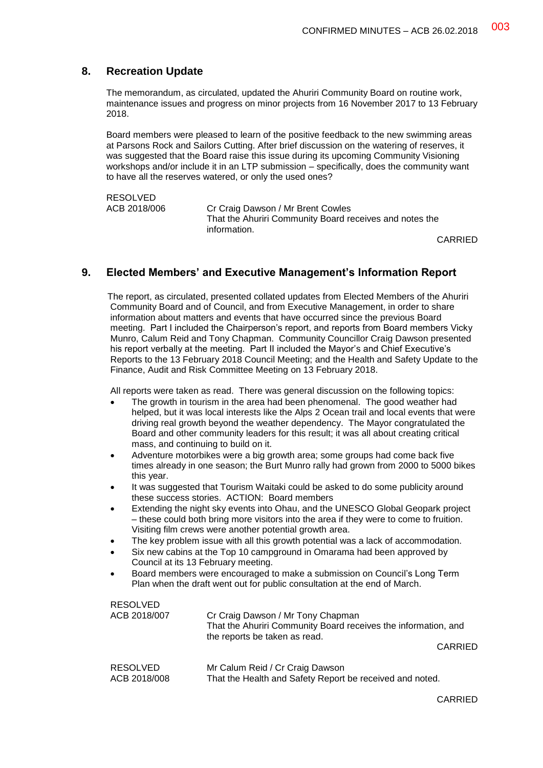## 8. Recreation Update

The memorandum, as circulated, updated the Ahuriri Community Board on routine work, maintenance issues and progress on minor projects from 16 November 2017 to 13 February 2018.

Board members were pleased to learn of the positive feedback to the new swimming areas at Parsons Rock and Sailors Cutting. After brief discussion on the watering of reserves, it was suggested that the Board raise this issue during its upcoming Community Visioning workshops and/or include it in an LTP submission – specifically, does the community want to have all the reserves watered, or only the used ones?

RESOLVED
ACB 2018/006 — Cr Craig Dawson / Mr Brent Cowles
That the Ahuriri Community Board receives and notes the information.

CARRIED

## 9. Elected Members' and Executive Management's Information Report

The report, as circulated, presented collated updates from Elected Members of the Ahuriri Community Board and of Council, and from Executive Management, in order to share information about matters and events that have occurred since the previous Board meeting. Part I included the Chairperson's report, and reports from Board members Vicky Munro, Calum Reid and Tony Chapman. Community Councillor Craig Dawson presented his report verbally at the meeting. Part II included the Mayor's and Chief Executive's Reports to the 13 February 2018 Council Meeting; and the Health and Safety Update to the Finance, Audit and Risk Committee Meeting on 13 February 2018.

All reports were taken as read. There was general discussion on the following topics:

- The growth in tourism in the area had been phenomenal. The good weather had helped, but it was local interests like the Alps 2 Ocean trail and local events that were driving real growth beyond the weather dependency. The Mayor congratulated the Board and other community leaders for this result; it was all about creating critical mass, and continuing to build on it.
- Adventure motorbikes were a big growth area; some groups had come back five times already in one season; the Burt Munro rally had grown from 2000 to 5000 bikes this year.
- It was suggested that Tourism Waitaki could be asked to do some publicity around these success stories. ACTION: Board members
- Extending the night sky events into Ohau, and the UNESCO Global Geopark project – these could both bring more visitors into the area if they were to come to fruition. Visiting film crews were another potential growth area.
- The key problem issue with all this growth potential was a lack of accommodation.
- Six new cabins at the Top 10 campground in Omarama had been approved by Council at its 13 February meeting.
- Board members were encouraged to make a submission on Council's Long Term Plan when the draft went out for public consultation at the end of March.

RESOLVED
ACB 2018/007 — Cr Craig Dawson / Mr Tony Chapman
That the Ahuriri Community Board receives the information, and the reports be taken as read.

CARRIED

RESOLVED
ACB 2018/008 — Mr Calum Reid / Cr Craig Dawson
That the Health and Safety Report be received and noted.

CARRIED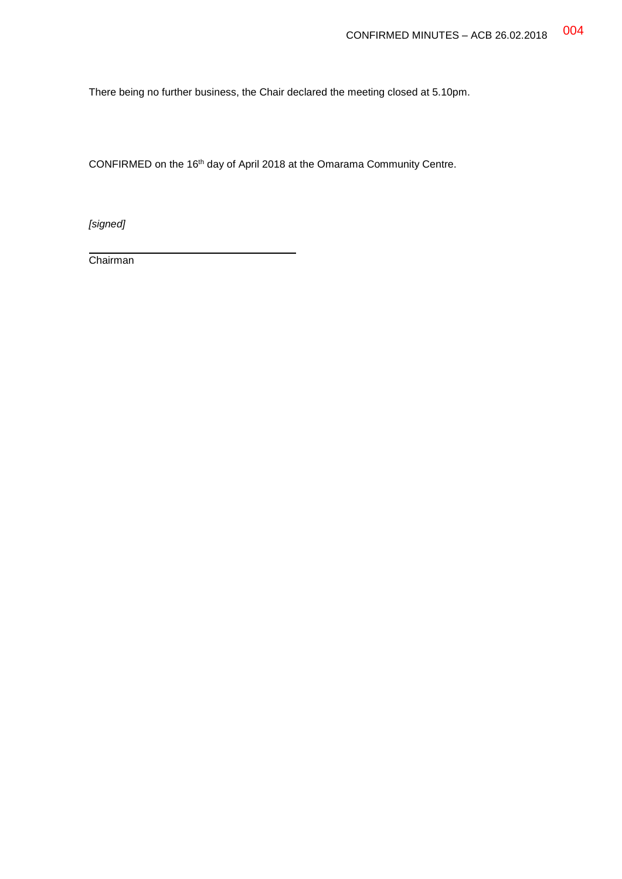There being no further business, the Chair declared the meeting closed at 5.10pm.

CONFIRMED on the 16th day of April 2018 at the Omarama Community Centre.

*[signed]*

Chairman